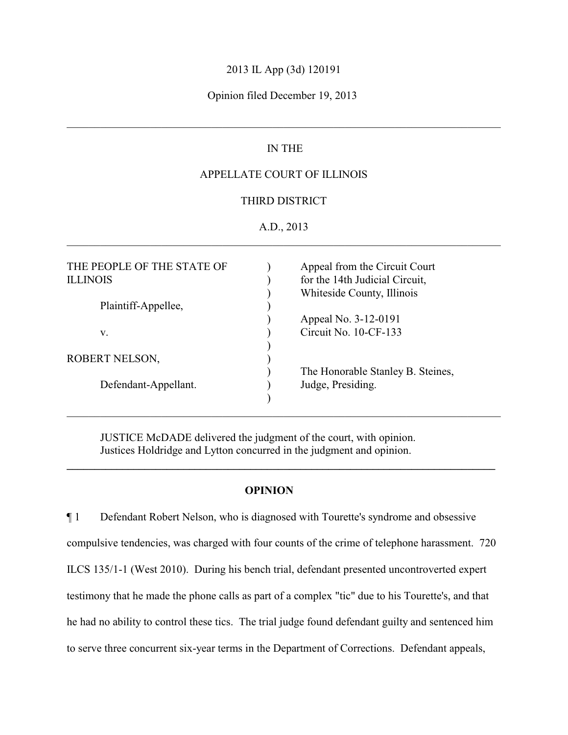2013 IL App (3d) 120191

Opinion filed December 19, 2013

---

IN THE

APPELLATE COURT OF ILLINOIS

THIRD DISTRICT

A.D., 2013

---

| | | |
|---|---|---|
| THE PEOPLE OF THE STATE OF ILLINOIS | ) | Appeal from the Circuit Court for the 14th Judicial Circuit, Whiteside County, Illinois |
| Plaintiff-Appellee, | ) | |
| v. | ) | Appeal No. 3-12-0191<br>Circuit No. 10-CF-133 |
| ROBERT NELSON, | ) | |
| Defendant-Appellant. | ) | The Honorable Stanley B. Steines, Judge, Presiding. |

---

JUSTICE McDADE delivered the judgment of the court, with opinion.
Justices Holdridge and Lytton concurred in the judgment and opinion.

---

**OPINION**

¶ 1 Defendant Robert Nelson, who is diagnosed with Tourette's syndrome and obsessive compulsive tendencies, was charged with four counts of the crime of telephone harassment. 720 ILCS 135/1-1 (West 2010). During his bench trial, defendant presented uncontroverted expert testimony that he made the phone calls as part of a complex "tic" due to his Tourette's, and that he had no ability to control these tics. The trial judge found defendant guilty and sentenced him to serve three concurrent six-year terms in the Department of Corrections. Defendant appeals,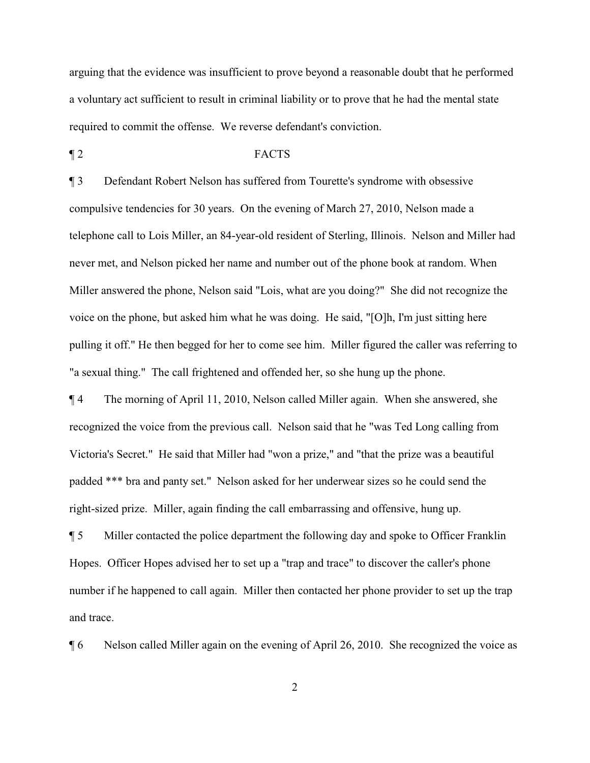arguing that the evidence was insufficient to prove beyond a reasonable doubt that he performed a voluntary act sufficient to result in criminal liability or to prove that he had the mental state required to commit the offense. We reverse defendant's conviction.

¶ 2 FACTS

¶ 3 Defendant Robert Nelson has suffered from Tourette's syndrome with obsessive compulsive tendencies for 30 years. On the evening of March 27, 2010, Nelson made a telephone call to Lois Miller, an 84-year-old resident of Sterling, Illinois. Nelson and Miller had never met, and Nelson picked her name and number out of the phone book at random. When Miller answered the phone, Nelson said "Lois, what are you doing?" She did not recognize the voice on the phone, but asked him what he was doing. He said, "[O]h, I'm just sitting here pulling it off." He then begged for her to come see him. Miller figured the caller was referring to "a sexual thing." The call frightened and offended her, so she hung up the phone.

¶ 4 The morning of April 11, 2010, Nelson called Miller again. When she answered, she recognized the voice from the previous call. Nelson said that he "was Ted Long calling from Victoria's Secret." He said that Miller had "won a prize," and "that the prize was a beautiful padded *** bra and panty set." Nelson asked for her underwear sizes so he could send the right-sized prize. Miller, again finding the call embarrassing and offensive, hung up.

¶ 5 Miller contacted the police department the following day and spoke to Officer Franklin Hopes. Officer Hopes advised her to set up a "trap and trace" to discover the caller's phone number if he happened to call again. Miller then contacted her phone provider to set up the trap and trace.

¶ 6 Nelson called Miller again on the evening of April 26, 2010. She recognized the voice as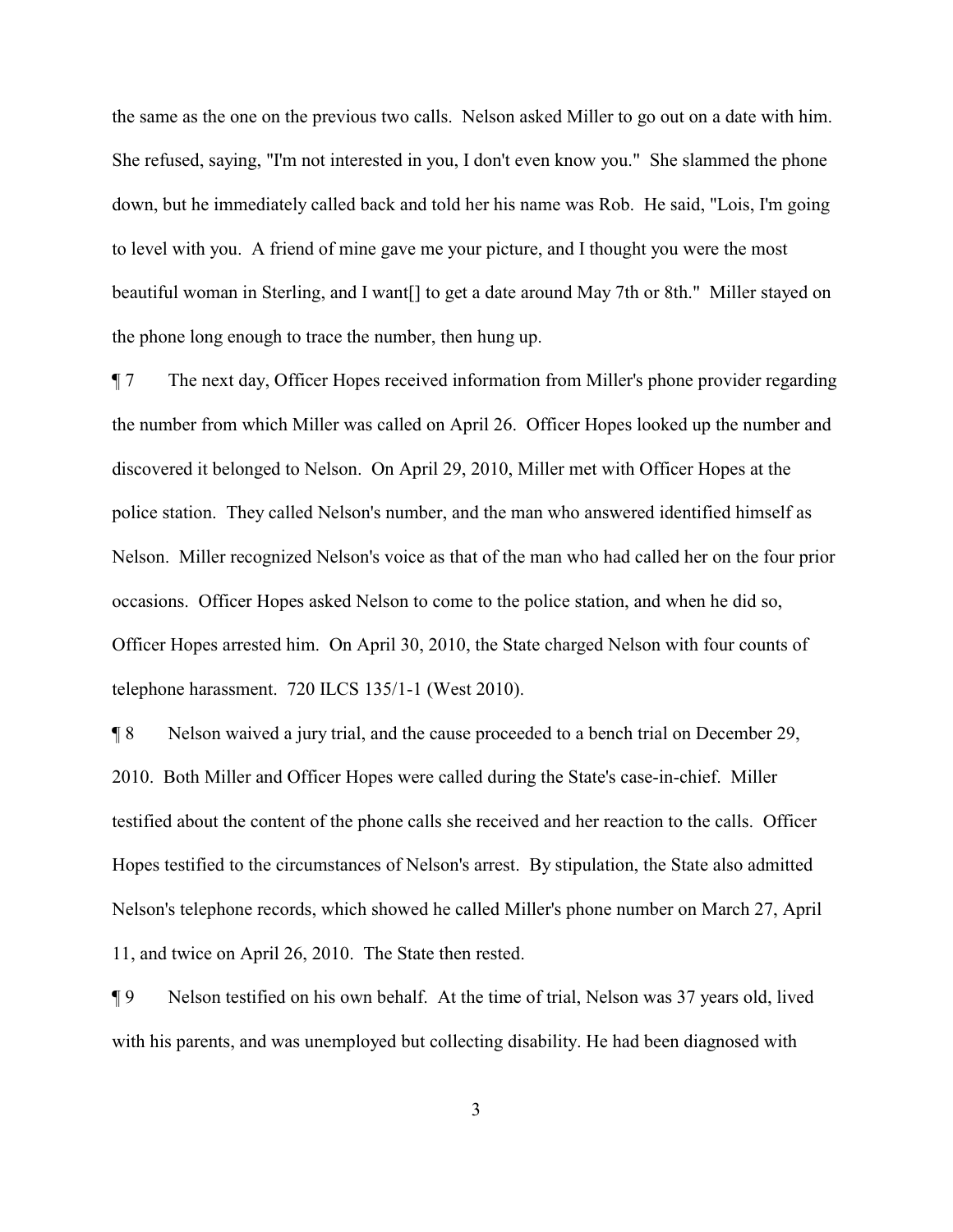the same as the one on the previous two calls. Nelson asked Miller to go out on a date with him. She refused, saying, "I'm not interested in you, I don't even know you." She slammed the phone down, but he immediately called back and told her his name was Rob. He said, "Lois, I'm going to level with you. A friend of mine gave me your picture, and I thought you were the most beautiful woman in Sterling, and I want[] to get a date around May 7th or 8th." Miller stayed on the phone long enough to trace the number, then hung up.

¶ 7 The next day, Officer Hopes received information from Miller's phone provider regarding the number from which Miller was called on April 26. Officer Hopes looked up the number and discovered it belonged to Nelson. On April 29, 2010, Miller met with Officer Hopes at the police station. They called Nelson's number, and the man who answered identified himself as Nelson. Miller recognized Nelson's voice as that of the man who had called her on the four prior occasions. Officer Hopes asked Nelson to come to the police station, and when he did so, Officer Hopes arrested him. On April 30, 2010, the State charged Nelson with four counts of telephone harassment. 720 ILCS 135/1-1 (West 2010).

¶ 8 Nelson waived a jury trial, and the cause proceeded to a bench trial on December 29, 2010. Both Miller and Officer Hopes were called during the State's case-in-chief. Miller testified about the content of the phone calls she received and her reaction to the calls. Officer Hopes testified to the circumstances of Nelson's arrest. By stipulation, the State also admitted Nelson's telephone records, which showed he called Miller's phone number on March 27, April 11, and twice on April 26, 2010. The State then rested.

¶ 9 Nelson testified on his own behalf. At the time of trial, Nelson was 37 years old, lived with his parents, and was unemployed but collecting disability. He had been diagnosed with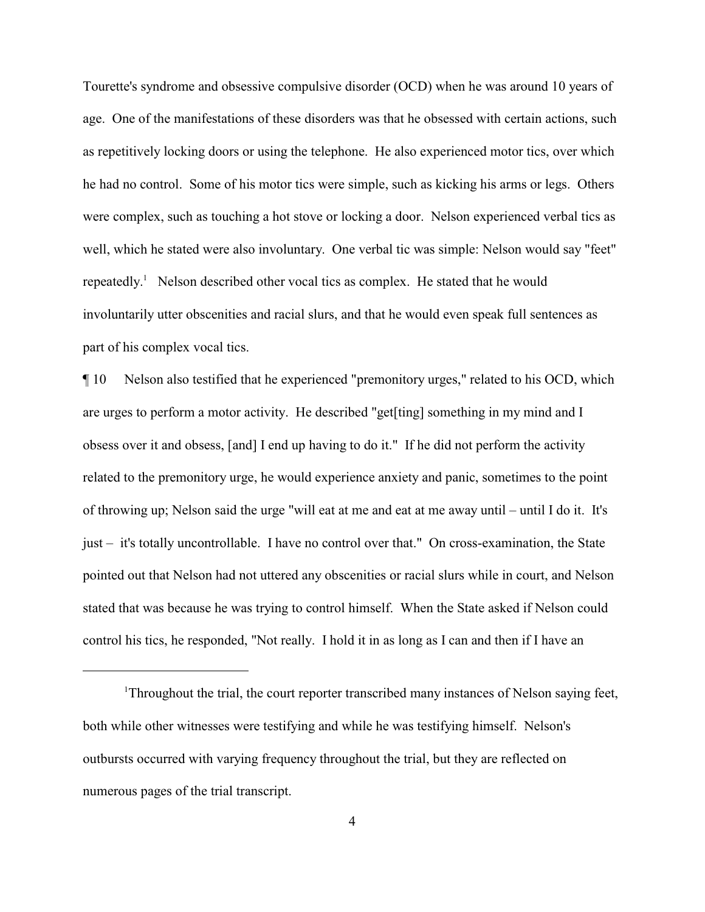Tourette's syndrome and obsessive compulsive disorder (OCD) when he was around 10 years of age. One of the manifestations of these disorders was that he obsessed with certain actions, such as repetitively locking doors or using the telephone. He also experienced motor tics, over which he had no control. Some of his motor tics were simple, such as kicking his arms or legs. Others were complex, such as touching a hot stove or locking a door. Nelson experienced verbal tics as well, which he stated were also involuntary. One verbal tic was simple: Nelson would say "feet" repeatedly.[1] Nelson described other vocal tics as complex. He stated that he would involuntarily utter obscenities and racial slurs, and that he would even speak full sentences as part of his complex vocal tics.

¶ 10 Nelson also testified that he experienced "premonitory urges," related to his OCD, which are urges to perform a motor activity. He described "get[ting] something in my mind and I obsess over it and obsess, [and] I end up having to do it." If he did not perform the activity related to the premonitory urge, he would experience anxiety and panic, sometimes to the point of throwing up; Nelson said the urge "will eat at me and eat at me away until – until I do it. It's just – it's totally uncontrollable. I have no control over that." On cross-examination, the State pointed out that Nelson had not uttered any obscenities or racial slurs while in court, and Nelson stated that was because he was trying to control himself. When the State asked if Nelson could control his tics, he responded, "Not really. I hold it in as long as I can and then if I have an

---

[1]Throughout the trial, the court reporter transcribed many instances of Nelson saying feet, both while other witnesses were testifying and while he was testifying himself. Nelson's outbursts occurred with varying frequency throughout the trial, but they are reflected on numerous pages of the trial transcript.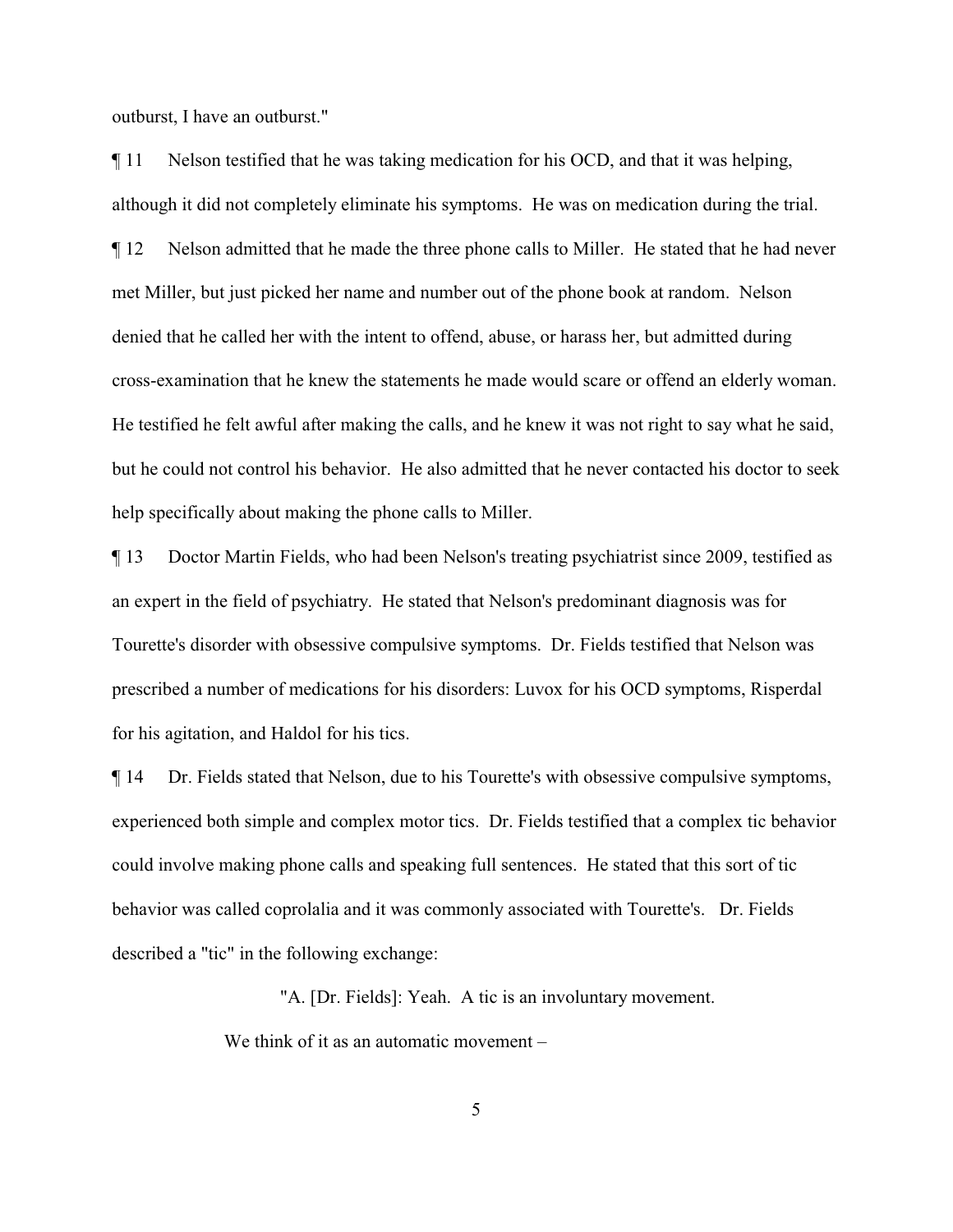outburst, I have an outburst."

¶ 11 Nelson testified that he was taking medication for his OCD, and that it was helping, although it did not completely eliminate his symptoms. He was on medication during the trial.

¶ 12 Nelson admitted that he made the three phone calls to Miller. He stated that he had never met Miller, but just picked her name and number out of the phone book at random. Nelson denied that he called her with the intent to offend, abuse, or harass her, but admitted during cross-examination that he knew the statements he made would scare or offend an elderly woman. He testified he felt awful after making the calls, and he knew it was not right to say what he said, but he could not control his behavior. He also admitted that he never contacted his doctor to seek help specifically about making the phone calls to Miller.

¶ 13 Doctor Martin Fields, who had been Nelson's treating psychiatrist since 2009, testified as an expert in the field of psychiatry. He stated that Nelson's predominant diagnosis was for Tourette's disorder with obsessive compulsive symptoms. Dr. Fields testified that Nelson was prescribed a number of medications for his disorders: Luvox for his OCD symptoms, Risperdal for his agitation, and Haldol for his tics.

¶ 14 Dr. Fields stated that Nelson, due to his Tourette's with obsessive compulsive symptoms, experienced both simple and complex motor tics. Dr. Fields testified that a complex tic behavior could involve making phone calls and speaking full sentences. He stated that this sort of tic behavior was called coprolalia and it was commonly associated with Tourette's. Dr. Fields described a "tic" in the following exchange:

> "A. [Dr. Fields]: Yeah. A tic is an involuntary movement.
>
> We think of it as an automatic movement –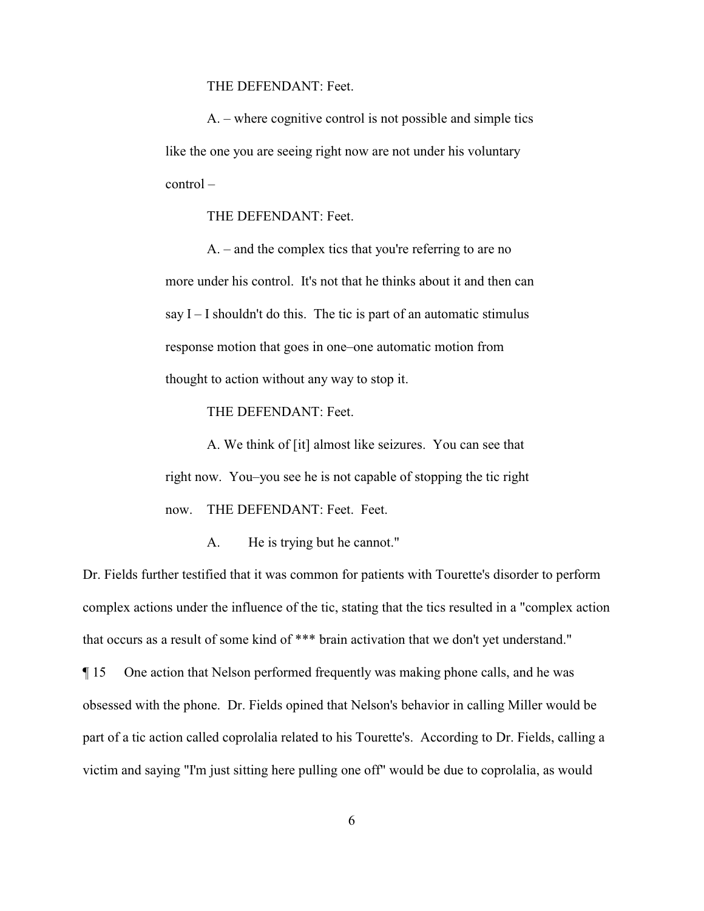THE DEFENDANT: Feet.

A. – where cognitive control is not possible and simple tics like the one you are seeing right now are not under his voluntary control –

THE DEFENDANT: Feet.

A. – and the complex tics that you're referring to are no more under his control. It's not that he thinks about it and then can say I – I shouldn't do this. The tic is part of an automatic stimulus response motion that goes in one–one automatic motion from thought to action without any way to stop it.

THE DEFENDANT: Feet.

A. We think of [it] almost like seizures. You can see that right now. You–you see he is not capable of stopping the tic right now. THE DEFENDANT: Feet. Feet.

A. He is trying but he cannot."

Dr. Fields further testified that it was common for patients with Tourette's disorder to perform complex actions under the influence of the tic, stating that the tics resulted in a "complex action that occurs as a result of some kind of *** brain activation that we don't yet understand."

¶ 15 One action that Nelson performed frequently was making phone calls, and he was obsessed with the phone. Dr. Fields opined that Nelson's behavior in calling Miller would be part of a tic action called coprolalia related to his Tourette's. According to Dr. Fields, calling a victim and saying "I'm just sitting here pulling one off" would be due to coprolalia, as would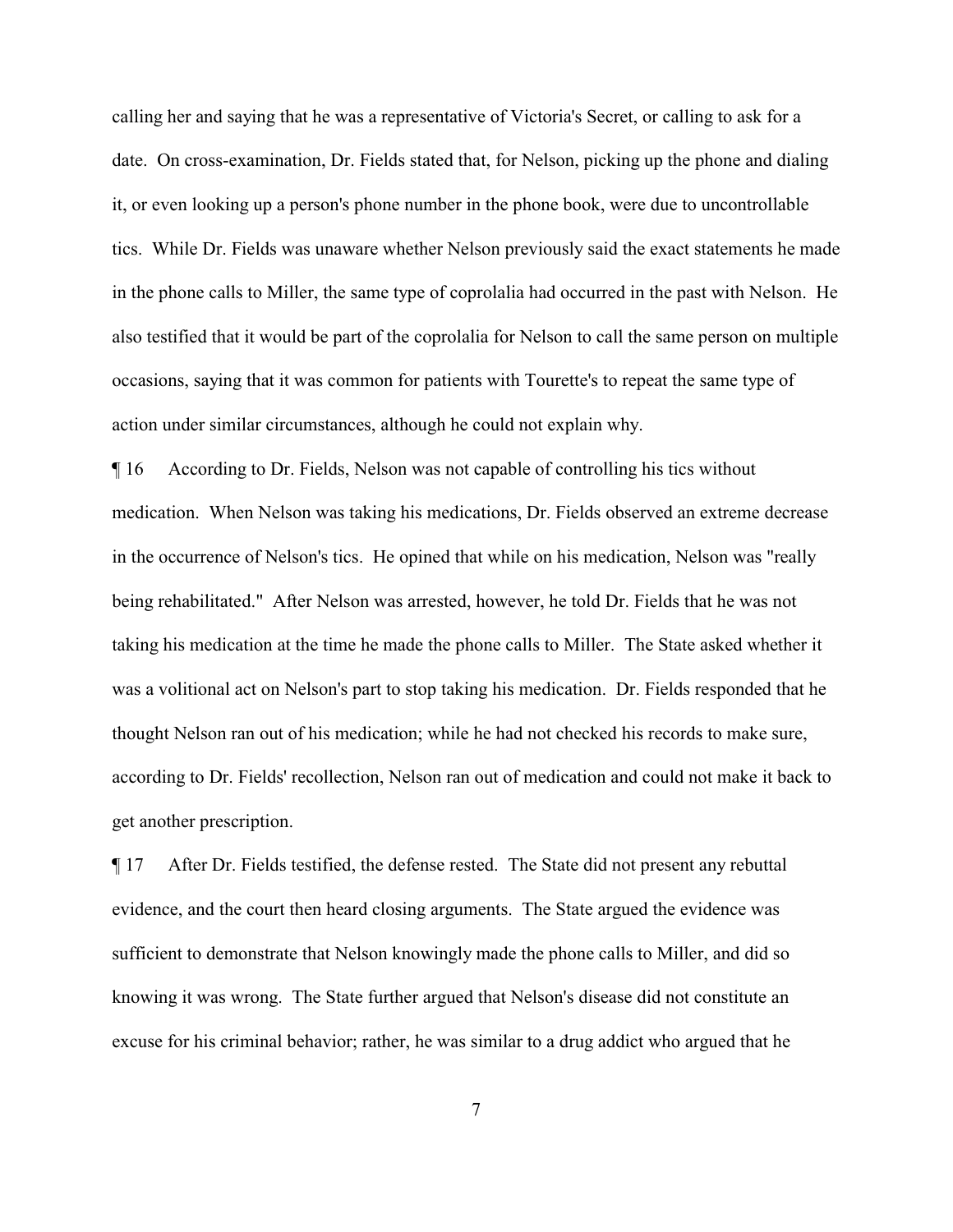calling her and saying that he was a representative of Victoria's Secret, or calling to ask for a date. On cross-examination, Dr. Fields stated that, for Nelson, picking up the phone and dialing it, or even looking up a person's phone number in the phone book, were due to uncontrollable tics. While Dr. Fields was unaware whether Nelson previously said the exact statements he made in the phone calls to Miller, the same type of coprolalia had occurred in the past with Nelson. He also testified that it would be part of the coprolalia for Nelson to call the same person on multiple occasions, saying that it was common for patients with Tourette's to repeat the same type of action under similar circumstances, although he could not explain why.

¶ 16 According to Dr. Fields, Nelson was not capable of controlling his tics without medication. When Nelson was taking his medications, Dr. Fields observed an extreme decrease in the occurrence of Nelson's tics. He opined that while on his medication, Nelson was "really being rehabilitated." After Nelson was arrested, however, he told Dr. Fields that he was not taking his medication at the time he made the phone calls to Miller. The State asked whether it was a volitional act on Nelson's part to stop taking his medication. Dr. Fields responded that he thought Nelson ran out of his medication; while he had not checked his records to make sure, according to Dr. Fields' recollection, Nelson ran out of medication and could not make it back to get another prescription.

¶ 17 After Dr. Fields testified, the defense rested. The State did not present any rebuttal evidence, and the court then heard closing arguments. The State argued the evidence was sufficient to demonstrate that Nelson knowingly made the phone calls to Miller, and did so knowing it was wrong. The State further argued that Nelson's disease did not constitute an excuse for his criminal behavior; rather, he was similar to a drug addict who argued that he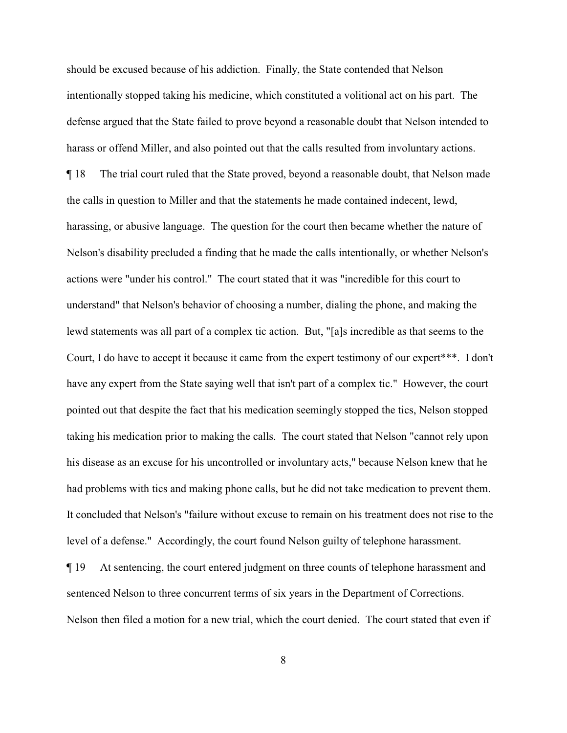should be excused because of his addiction. Finally, the State contended that Nelson intentionally stopped taking his medicine, which constituted a volitional act on his part. The defense argued that the State failed to prove beyond a reasonable doubt that Nelson intended to harass or offend Miller, and also pointed out that the calls resulted from involuntary actions.

¶ 18 The trial court ruled that the State proved, beyond a reasonable doubt, that Nelson made the calls in question to Miller and that the statements he made contained indecent, lewd, harassing, or abusive language. The question for the court then became whether the nature of Nelson's disability precluded a finding that he made the calls intentionally, or whether Nelson's actions were "under his control." The court stated that it was "incredible for this court to understand" that Nelson's behavior of choosing a number, dialing the phone, and making the lewd statements was all part of a complex tic action. But, "[a]s incredible as that seems to the Court, I do have to accept it because it came from the expert testimony of our expert***. I don't have any expert from the State saying well that isn't part of a complex tic." However, the court pointed out that despite the fact that his medication seemingly stopped the tics, Nelson stopped taking his medication prior to making the calls. The court stated that Nelson "cannot rely upon his disease as an excuse for his uncontrolled or involuntary acts," because Nelson knew that he had problems with tics and making phone calls, but he did not take medication to prevent them. It concluded that Nelson's "failure without excuse to remain on his treatment does not rise to the level of a defense." Accordingly, the court found Nelson guilty of telephone harassment.

¶ 19 At sentencing, the court entered judgment on three counts of telephone harassment and sentenced Nelson to three concurrent terms of six years in the Department of Corrections. Nelson then filed a motion for a new trial, which the court denied. The court stated that even if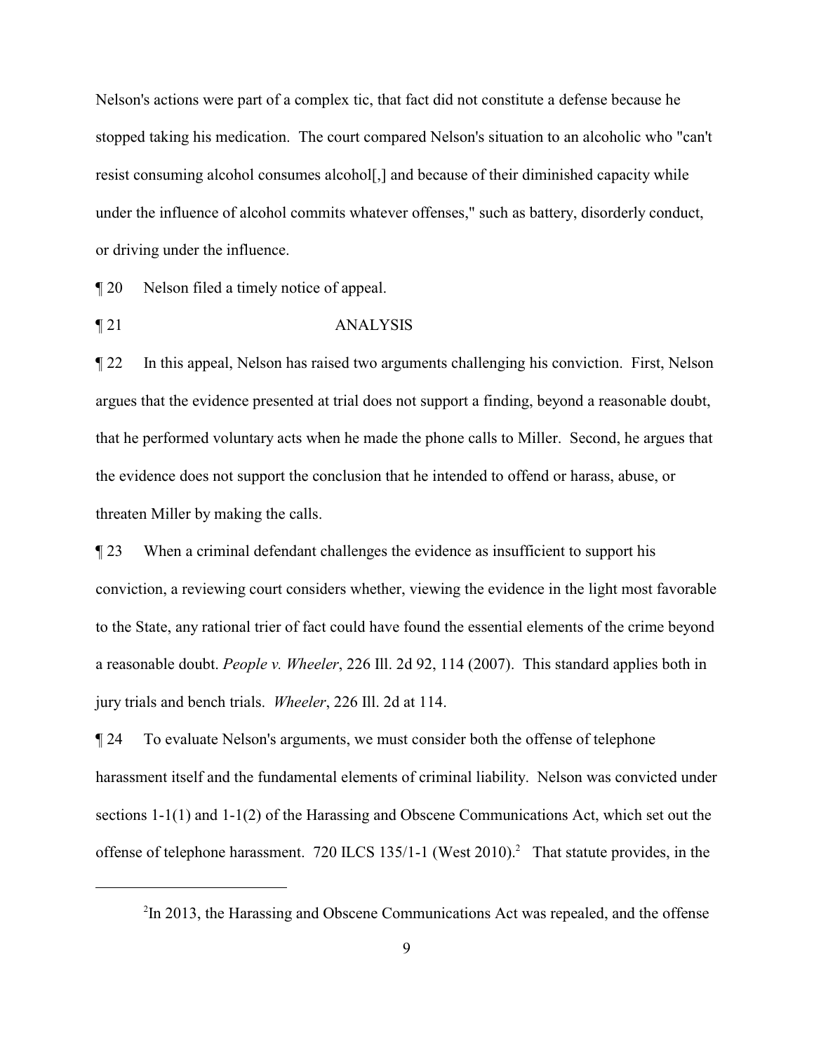Nelson's actions were part of a complex tic, that fact did not constitute a defense because he stopped taking his medication. The court compared Nelson's situation to an alcoholic who "can't resist consuming alcohol consumes alcohol[,] and because of their diminished capacity while under the influence of alcohol commits whatever offenses," such as battery, disorderly conduct, or driving under the influence.

¶ 20 Nelson filed a timely notice of appeal.

¶ 21 ANALYSIS

¶ 22 In this appeal, Nelson has raised two arguments challenging his conviction. First, Nelson argues that the evidence presented at trial does not support a finding, beyond a reasonable doubt, that he performed voluntary acts when he made the phone calls to Miller. Second, he argues that the evidence does not support the conclusion that he intended to offend or harass, abuse, or threaten Miller by making the calls.

¶ 23 When a criminal defendant challenges the evidence as insufficient to support his conviction, a reviewing court considers whether, viewing the evidence in the light most favorable to the State, any rational trier of fact could have found the essential elements of the crime beyond a reasonable doubt. *People v. Wheeler*, 226 Ill. 2d 92, 114 (2007). This standard applies both in jury trials and bench trials. *Wheeler*, 226 Ill. 2d at 114.

¶ 24 To evaluate Nelson's arguments, we must consider both the offense of telephone harassment itself and the fundamental elements of criminal liability. Nelson was convicted under sections 1-1(1) and 1-1(2) of the Harassing and Obscene Communications Act, which set out the offense of telephone harassment. 720 ILCS 135/1-1 (West 2010).[2] That statute provides, in the

---

[2]In 2013, the Harassing and Obscene Communications Act was repealed, and the offense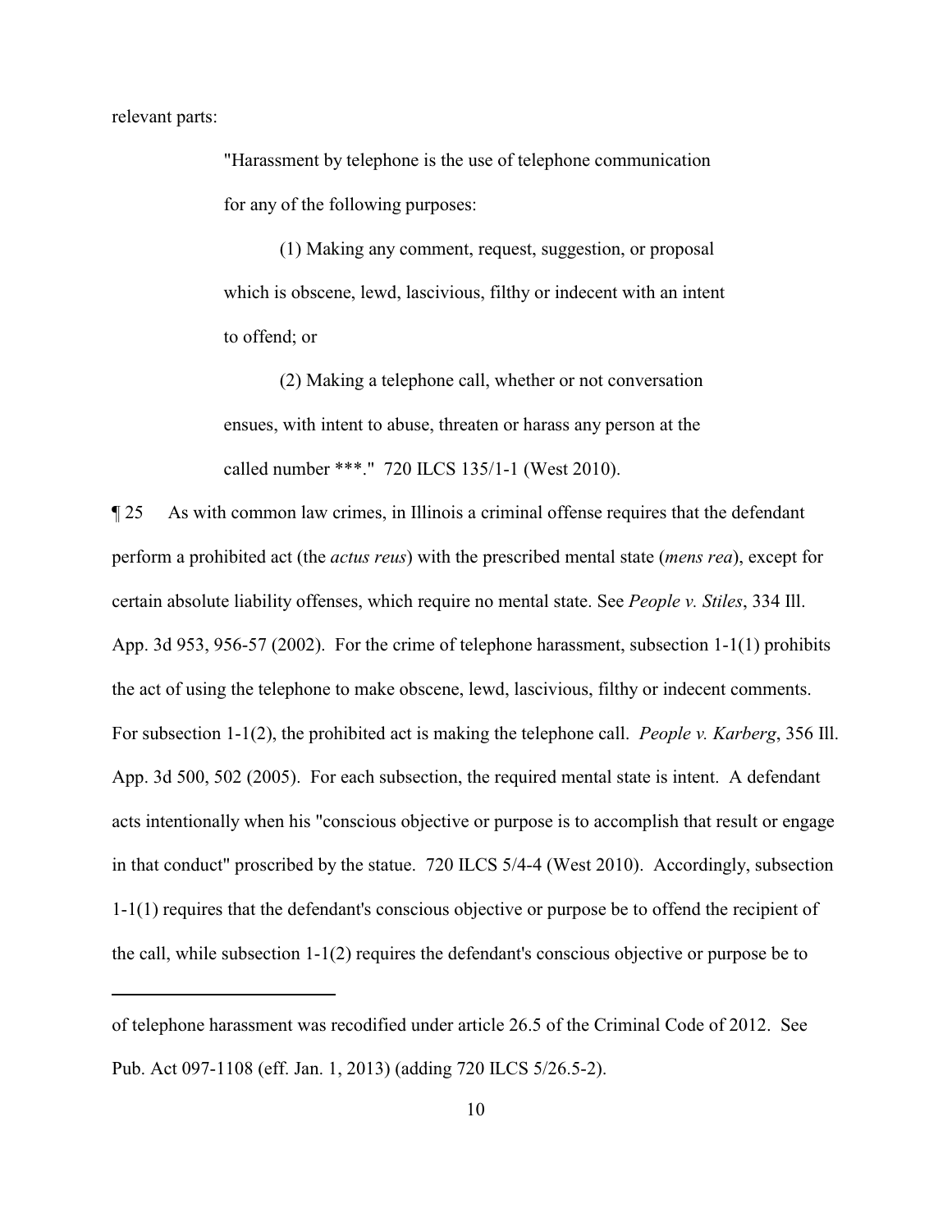relevant parts:

> "Harassment by telephone is the use of telephone communication for any of the following purposes:
>
> (1) Making any comment, request, suggestion, or proposal which is obscene, lewd, lascivious, filthy or indecent with an intent to offend; or
>
> (2) Making a telephone call, whether or not conversation ensues, with intent to abuse, threaten or harass any person at the called number ***." 720 ILCS 135/1-1 (West 2010).

¶ 25 As with common law crimes, in Illinois a criminal offense requires that the defendant perform a prohibited act (the *actus reus*) with the prescribed mental state (*mens rea*), except for certain absolute liability offenses, which require no mental state. See *People v. Stiles*, 334 Ill. App. 3d 953, 956-57 (2002). For the crime of telephone harassment, subsection 1-1(1) prohibits the act of using the telephone to make obscene, lewd, lascivious, filthy or indecent comments. For subsection 1-1(2), the prohibited act is making the telephone call. *People v. Karberg*, 356 Ill. App. 3d 500, 502 (2005). For each subsection, the required mental state is intent. A defendant acts intentionally when his "conscious objective or purpose is to accomplish that result or engage in that conduct" proscribed by the statue. 720 ILCS 5/4-4 (West 2010). Accordingly, subsection 1-1(1) requires that the defendant's conscious objective or purpose be to offend the recipient of the call, while subsection 1-1(2) requires the defendant's conscious objective or purpose be to

---

of telephone harassment was recodified under article 26.5 of the Criminal Code of 2012. See Pub. Act 097-1108 (eff. Jan. 1, 2013) (adding 720 ILCS 5/26.5-2).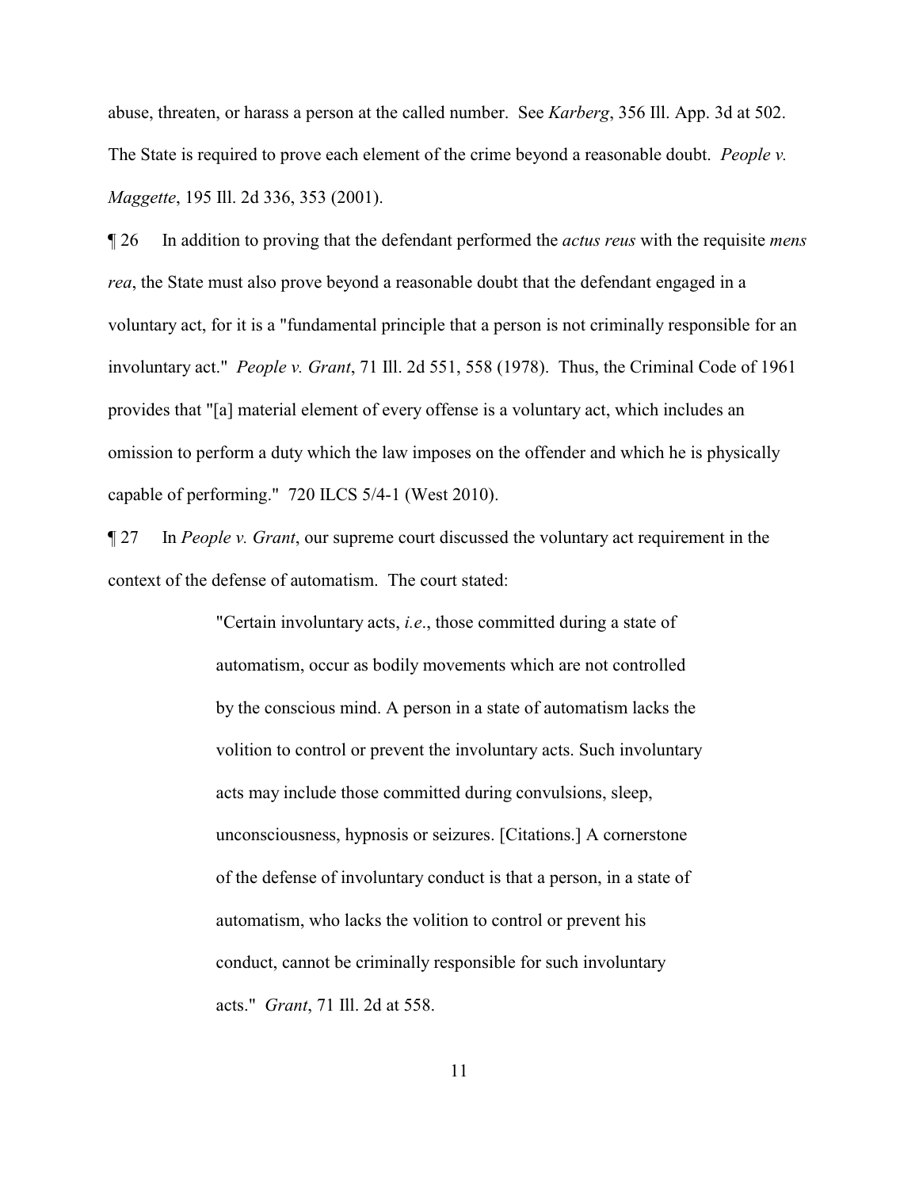abuse, threaten, or harass a person at the called number. See *Karberg*, 356 Ill. App. 3d at 502. The State is required to prove each element of the crime beyond a reasonable doubt. *People v. Maggette*, 195 Ill. 2d 336, 353 (2001).

¶ 26 In addition to proving that the defendant performed the *actus reus* with the requisite *mens rea*, the State must also prove beyond a reasonable doubt that the defendant engaged in a voluntary act, for it is a "fundamental principle that a person is not criminally responsible for an involuntary act." *People v. Grant*, 71 Ill. 2d 551, 558 (1978). Thus, the Criminal Code of 1961 provides that "[a] material element of every offense is a voluntary act, which includes an omission to perform a duty which the law imposes on the offender and which he is physically capable of performing." 720 ILCS 5/4-1 (West 2010).

¶ 27 In *People v. Grant*, our supreme court discussed the voluntary act requirement in the context of the defense of automatism. The court stated:

> "Certain involuntary acts, *i.e*., those committed during a state of automatism, occur as bodily movements which are not controlled by the conscious mind. A person in a state of automatism lacks the volition to control or prevent the involuntary acts. Such involuntary acts may include those committed during convulsions, sleep, unconsciousness, hypnosis or seizures. [Citations.] A cornerstone of the defense of involuntary conduct is that a person, in a state of automatism, who lacks the volition to control or prevent his conduct, cannot be criminally responsible for such involuntary acts." *Grant*, 71 Ill. 2d at 558.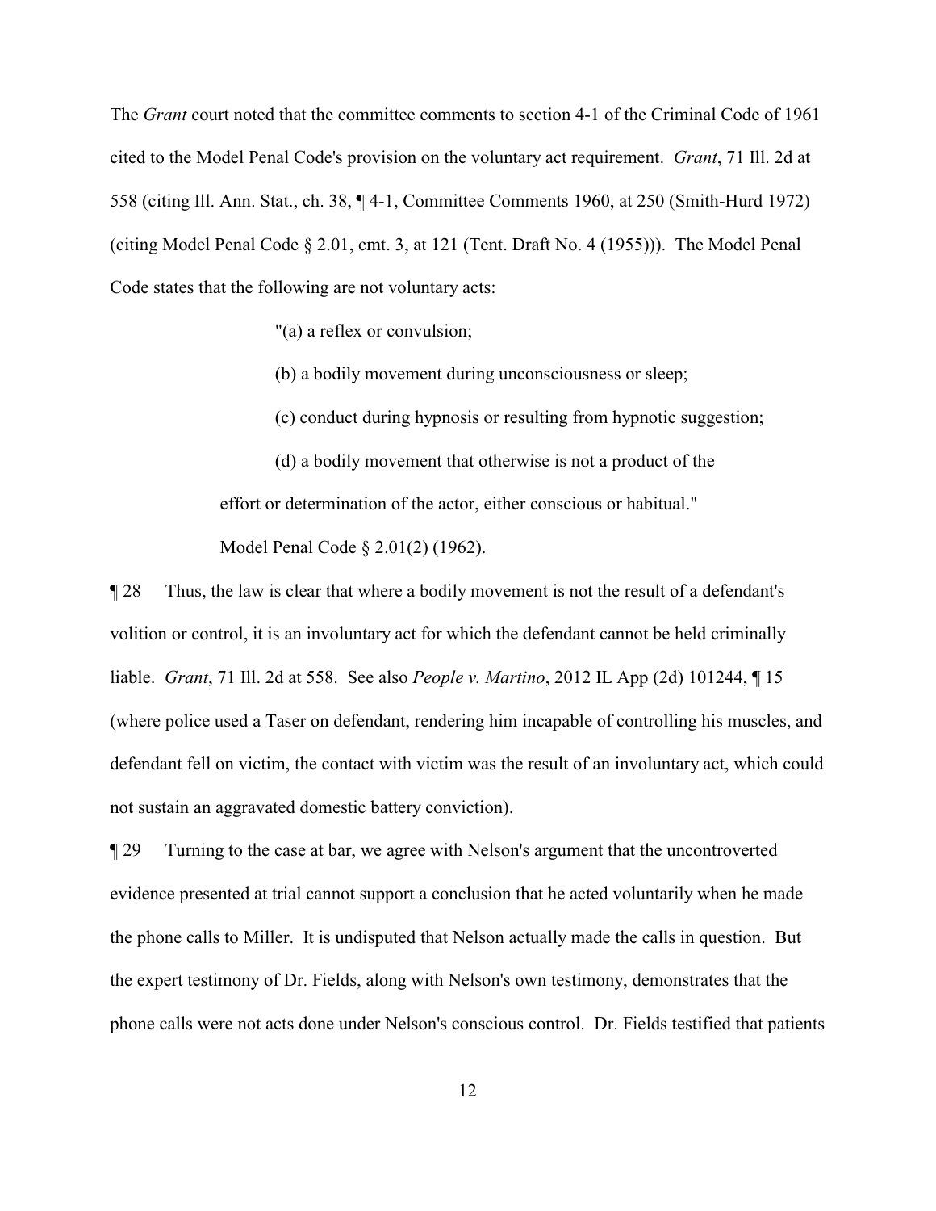The *Grant* court noted that the committee comments to section 4-1 of the Criminal Code of 1961 cited to the Model Penal Code's provision on the voluntary act requirement. *Grant*, 71 Ill. 2d at 558 (citing Ill. Ann. Stat., ch. 38, ¶ 4-1, Committee Comments 1960, at 250 (Smith-Hurd 1972) (citing Model Penal Code § 2.01, cmt. 3, at 121 (Tent. Draft No. 4 (1955))). The Model Penal Code states that the following are not voluntary acts:

> "(a) a reflex or convulsion;
>
> (b) a bodily movement during unconsciousness or sleep;
>
> (c) conduct during hypnosis or resulting from hypnotic suggestion;
>
> (d) a bodily movement that otherwise is not a product of the effort or determination of the actor, either conscious or habitual."
>
> Model Penal Code § 2.01(2) (1962).

¶ 28 Thus, the law is clear that where a bodily movement is not the result of a defendant's volition or control, it is an involuntary act for which the defendant cannot be held criminally liable. *Grant*, 71 Ill. 2d at 558. See also *People v. Martino*, 2012 IL App (2d) 101244, ¶ 15 (where police used a Taser on defendant, rendering him incapable of controlling his muscles, and defendant fell on victim, the contact with victim was the result of an involuntary act, which could not sustain an aggravated domestic battery conviction).

¶ 29 Turning to the case at bar, we agree with Nelson's argument that the uncontroverted evidence presented at trial cannot support a conclusion that he acted voluntarily when he made the phone calls to Miller. It is undisputed that Nelson actually made the calls in question. But the expert testimony of Dr. Fields, along with Nelson's own testimony, demonstrates that the phone calls were not acts done under Nelson's conscious control. Dr. Fields testified that patients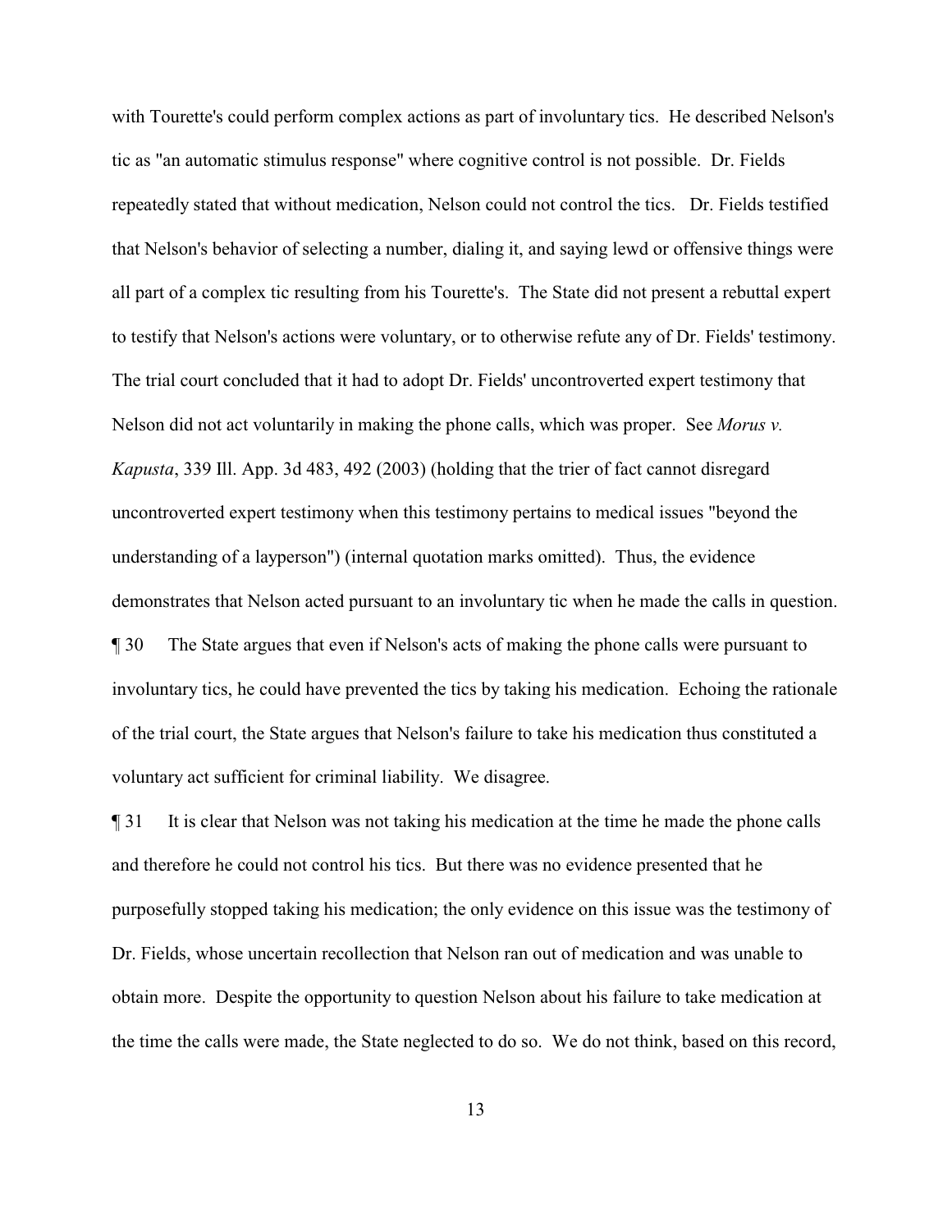with Tourette's could perform complex actions as part of involuntary tics. He described Nelson's tic as "an automatic stimulus response" where cognitive control is not possible. Dr. Fields repeatedly stated that without medication, Nelson could not control the tics. Dr. Fields testified that Nelson's behavior of selecting a number, dialing it, and saying lewd or offensive things were all part of a complex tic resulting from his Tourette's. The State did not present a rebuttal expert to testify that Nelson's actions were voluntary, or to otherwise refute any of Dr. Fields' testimony. The trial court concluded that it had to adopt Dr. Fields' uncontroverted expert testimony that Nelson did not act voluntarily in making the phone calls, which was proper. See *Morus v. Kapusta*, 339 Ill. App. 3d 483, 492 (2003) (holding that the trier of fact cannot disregard uncontroverted expert testimony when this testimony pertains to medical issues "beyond the understanding of a layperson") (internal quotation marks omitted). Thus, the evidence demonstrates that Nelson acted pursuant to an involuntary tic when he made the calls in question.

¶ 30 The State argues that even if Nelson's acts of making the phone calls were pursuant to involuntary tics, he could have prevented the tics by taking his medication. Echoing the rationale of the trial court, the State argues that Nelson's failure to take his medication thus constituted a voluntary act sufficient for criminal liability. We disagree.

¶ 31 It is clear that Nelson was not taking his medication at the time he made the phone calls and therefore he could not control his tics. But there was no evidence presented that he purposefully stopped taking his medication; the only evidence on this issue was the testimony of Dr. Fields, whose uncertain recollection that Nelson ran out of medication and was unable to obtain more. Despite the opportunity to question Nelson about his failure to take medication at the time the calls were made, the State neglected to do so. We do not think, based on this record,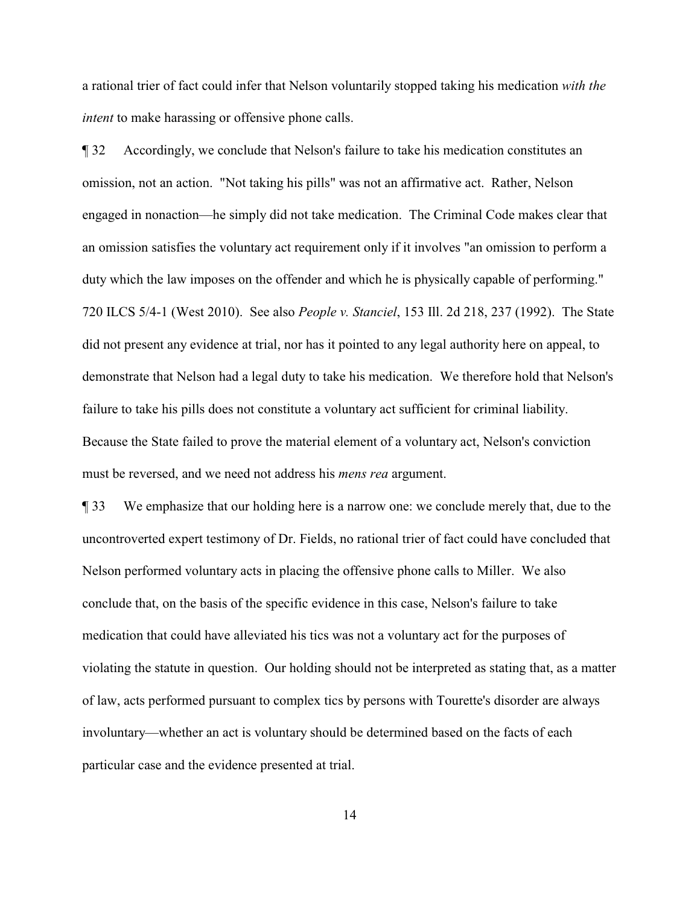a rational trier of fact could infer that Nelson voluntarily stopped taking his medication *with the intent* to make harassing or offensive phone calls.

¶ 32 Accordingly, we conclude that Nelson's failure to take his medication constitutes an omission, not an action. "Not taking his pills" was not an affirmative act. Rather, Nelson engaged in nonaction—he simply did not take medication. The Criminal Code makes clear that an omission satisfies the voluntary act requirement only if it involves "an omission to perform a duty which the law imposes on the offender and which he is physically capable of performing." 720 ILCS 5/4-1 (West 2010). See also *People v. Stanciel*, 153 Ill. 2d 218, 237 (1992). The State did not present any evidence at trial, nor has it pointed to any legal authority here on appeal, to demonstrate that Nelson had a legal duty to take his medication. We therefore hold that Nelson's failure to take his pills does not constitute a voluntary act sufficient for criminal liability. Because the State failed to prove the material element of a voluntary act, Nelson's conviction must be reversed, and we need not address his *mens rea* argument.

¶ 33 We emphasize that our holding here is a narrow one: we conclude merely that, due to the uncontroverted expert testimony of Dr. Fields, no rational trier of fact could have concluded that Nelson performed voluntary acts in placing the offensive phone calls to Miller. We also conclude that, on the basis of the specific evidence in this case, Nelson's failure to take medication that could have alleviated his tics was not a voluntary act for the purposes of violating the statute in question. Our holding should not be interpreted as stating that, as a matter of law, acts performed pursuant to complex tics by persons with Tourette's disorder are always involuntary—whether an act is voluntary should be determined based on the facts of each particular case and the evidence presented at trial.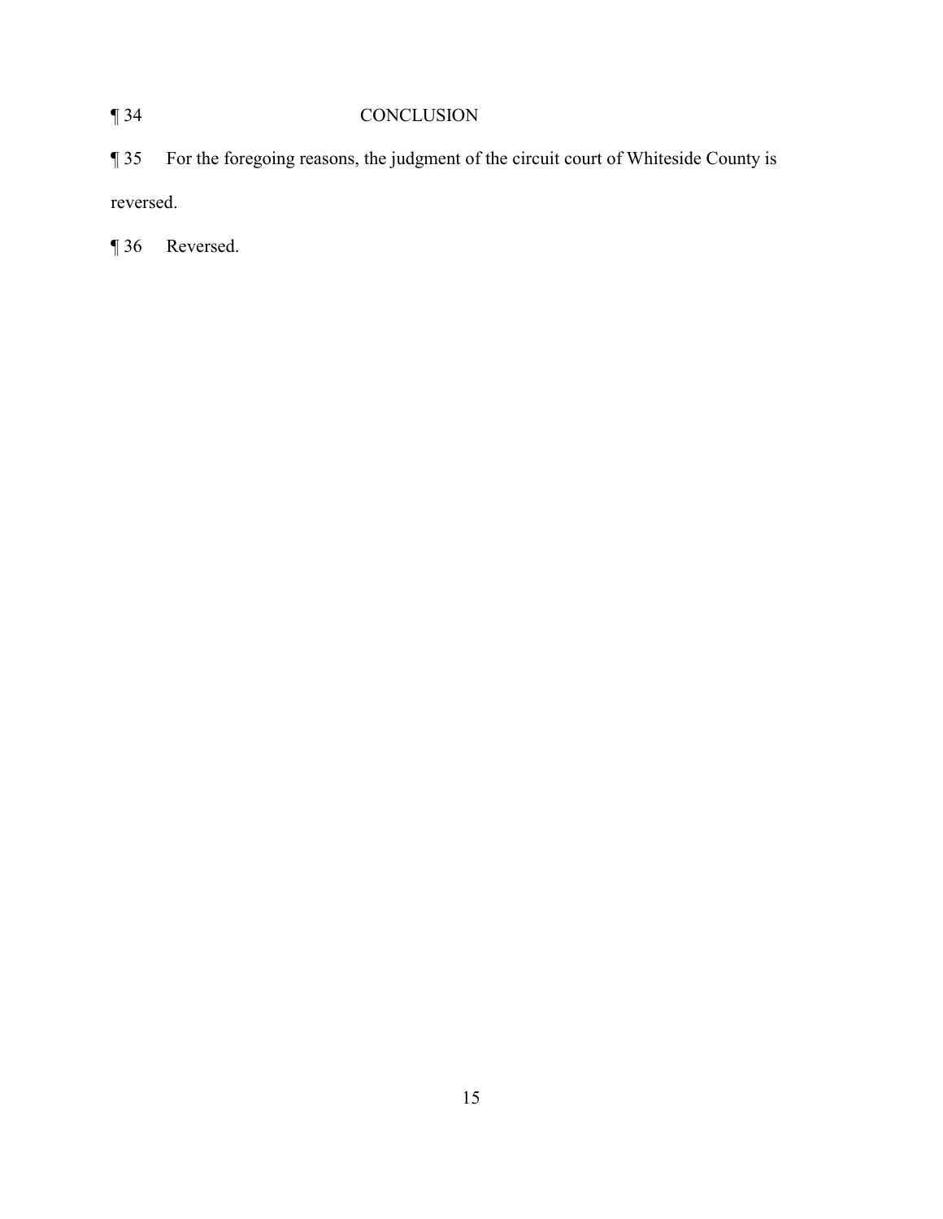¶ 34 CONCLUSION

¶ 35 For the foregoing reasons, the judgment of the circuit court of Whiteside County is reversed.

¶ 36 Reversed.